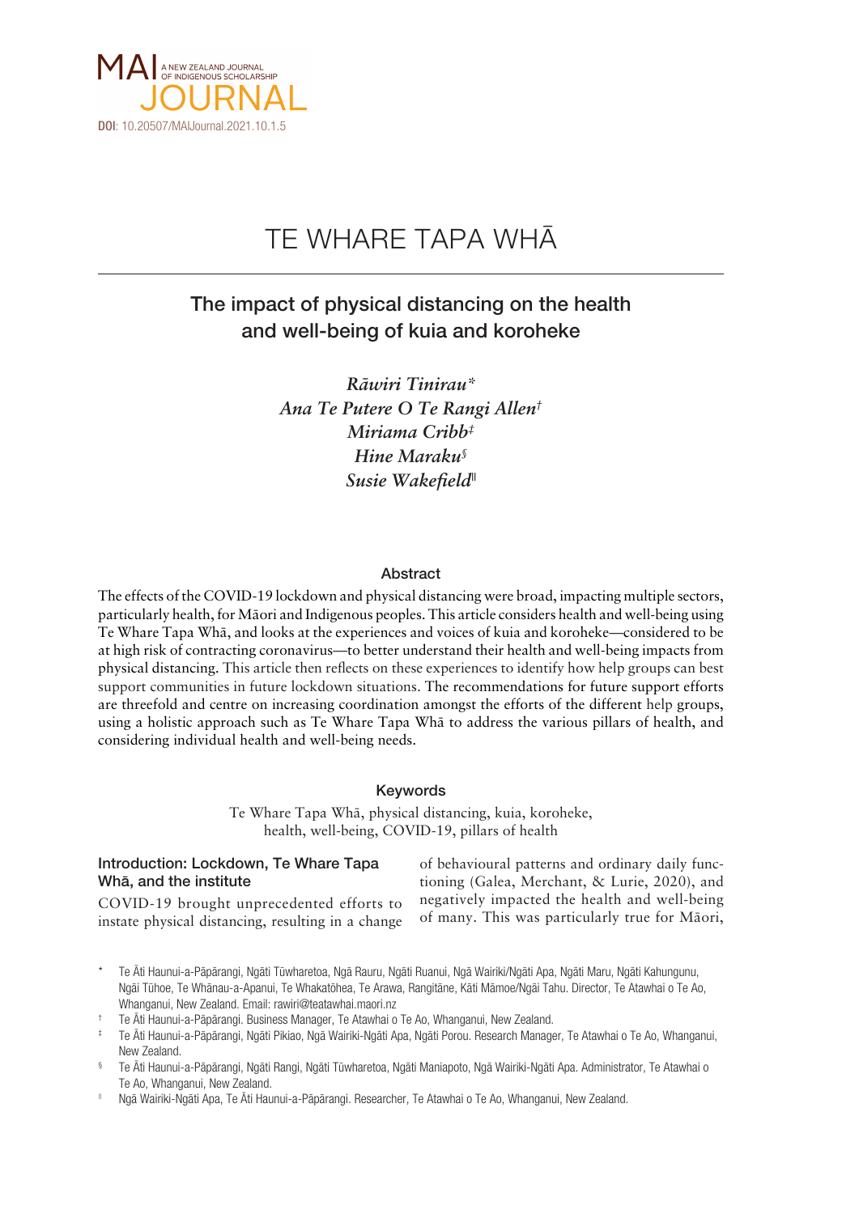MAI JOURNAL — A NEW ZEALAND JOURNAL OF INDIGENOUS SCHOLARSHIP

**DOI**: 10.20507/MAIJournal.2021.10.1.5

# TE WHARE TAPA WHĀ

## The impact of physical distancing on the health and well-being of kuia and koroheke

*Rāwiri Tinirau*\*
*Ana Te Putere O Te Rangi Allen*†
*Miriama Cribb*‡
*Hine Maraku*§
*Susie Wakefield*‖

### Abstract

The effects of the COVID-19 lockdown and physical distancing were broad, impacting multiple sectors, particularly health, for Māori and Indigenous peoples. This article considers health and well-being using Te Whare Tapa Whā, and looks at the experiences and voices of kuia and koroheke—considered to be at high risk of contracting coronavirus—to better understand their health and well-being impacts from physical distancing. This article then reflects on these experiences to identify how help groups can best support communities in future lockdown situations. The recommendations for future support efforts are threefold and centre on increasing coordination amongst the efforts of the different help groups, using a holistic approach such as Te Whare Tapa Whā to address the various pillars of health, and considering individual health and well-being needs.

### Keywords

Te Whare Tapa Whā, physical distancing, kuia, koroheke, health, well-being, COVID-19, pillars of health

### Introduction: Lockdown, Te Whare Tapa Whā, and the institute

COVID-19 brought unprecedented efforts to instate physical distancing, resulting in a change of behavioural patterns and ordinary daily functioning (Galea, Merchant, & Lurie, 2020), and negatively impacted the health and well-being of many. This was particularly true for Māori,

\* Te Āti Haunui-a-Pāpārangi, Ngāti Tūwharetoa, Ngā Rauru, Ngāti Ruanui, Ngā Wairiki/Ngāti Apa, Ngāti Maru, Ngāti Kahungunu, Ngāi Tūhoe, Te Whānau-a-Apanui, Te Whakatōhea, Te Arawa, Rangitāne, Kāti Māmoe/Ngāi Tahu. Director, Te Atawhai o Te Ao, Whanganui, New Zealand. Email: rawiri@teatawhai.maori.nz

† Te Āti Haunui-a-Pāpārangi. Business Manager, Te Atawhai o Te Ao, Whanganui, New Zealand.

‡ Te Āti Haunui-a-Pāpārangi, Ngāti Pikiao, Ngā Wairiki-Ngāti Apa, Ngāti Porou. Research Manager, Te Atawhai o Te Ao, Whanganui, New Zealand.

§ Te Āti Haunui-a-Pāpārangi, Ngāti Rangi, Ngāti Tūwharetoa, Ngāti Maniapoto, Ngā Wairiki-Ngāti Apa. Administrator, Te Atawhai o Te Ao, Whanganui, New Zealand.

‖ Ngā Wairiki-Ngāti Apa, Te Āti Haunui-a-Pāpārangi. Researcher, Te Atawhai o Te Ao, Whanganui, New Zealand.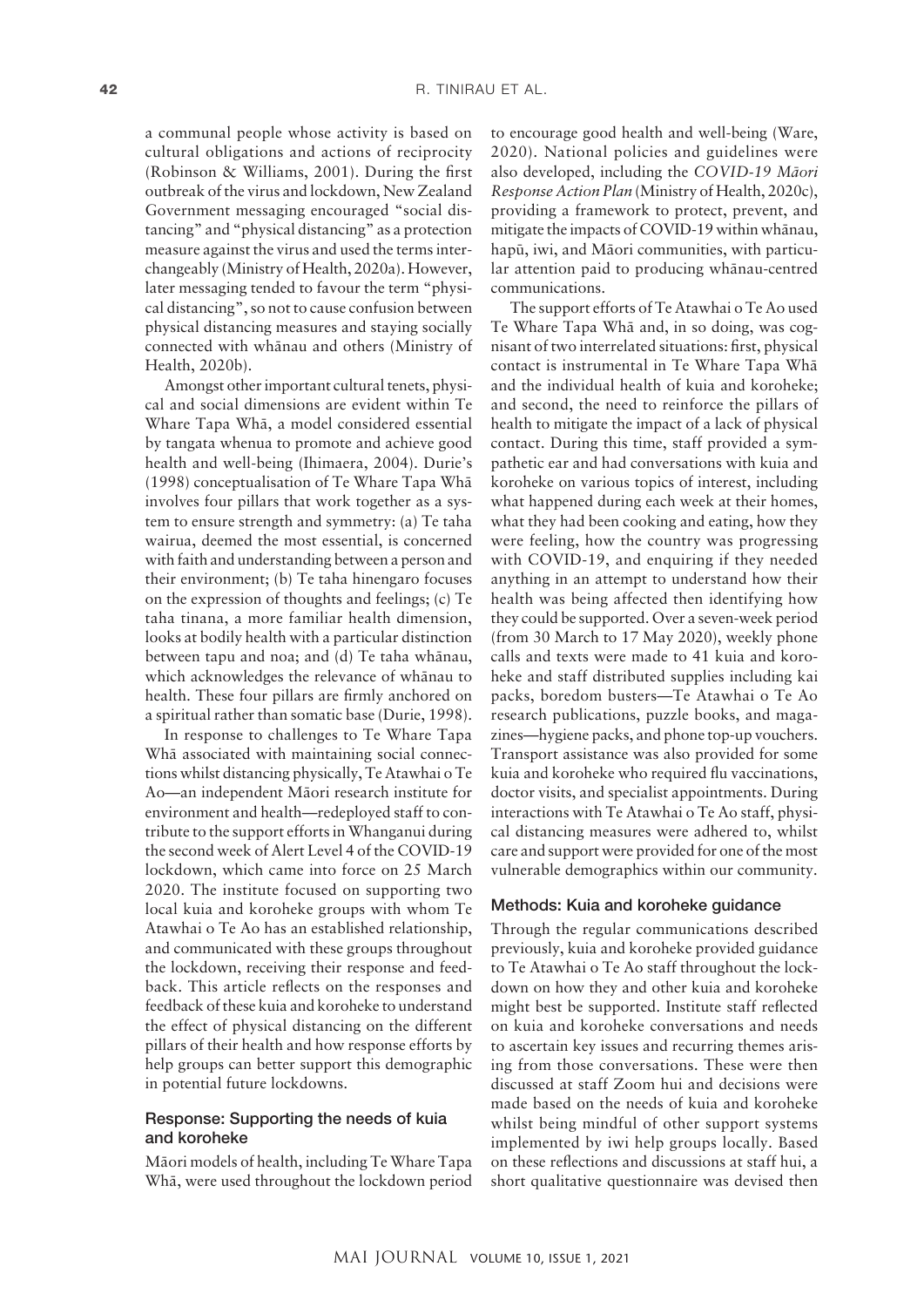a communal people whose activity is based on cultural obligations and actions of reciprocity (Robinson & Williams, 2001). During the first outbreak of the virus and lockdown, New Zealand Government messaging encouraged "social distancing" and "physical distancing" as a protection measure against the virus and used the terms interchangeably (Ministry of Health, 2020a). However, later messaging tended to favour the term "physical distancing", so not to cause confusion between physical distancing measures and staying socially connected with whānau and others (Ministry of Health, 2020b).

Amongst other important cultural tenets, physical and social dimensions are evident within Te Whare Tapa Whā, a model considered essential by tangata whenua to promote and achieve good health and well-being (Ihimaera, 2004). Durie's (1998) conceptualisation of Te Whare Tapa Whā involves four pillars that work together as a system to ensure strength and symmetry: (a) Te taha wairua, deemed the most essential, is concerned with faith and understanding between a person and their environment; (b) Te taha hinengaro focuses on the expression of thoughts and feelings; (c) Te taha tinana, a more familiar health dimension, looks at bodily health with a particular distinction between tapu and noa; and (d) Te taha whānau, which acknowledges the relevance of whānau to health. These four pillars are firmly anchored on a spiritual rather than somatic base (Durie, 1998).

In response to challenges to Te Whare Tapa Whā associated with maintaining social connections whilst distancing physically, Te Atawhai o Te Ao—an independent Māori research institute for environment and health—redeployed staff to contribute to the support efforts in Whanganui during the second week of Alert Level 4 of the COVID-19 lockdown, which came into force on 25 March 2020. The institute focused on supporting two local kuia and koroheke groups with whom Te Atawhai o Te Ao has an established relationship, and communicated with these groups throughout the lockdown, receiving their response and feedback. This article reflects on the responses and feedback of these kuia and koroheke to understand the effect of physical distancing on the different pillars of their health and how response efforts by help groups can better support this demographic in potential future lockdowns.

## Response: Supporting the needs of kuia and koroheke

Māori models of health, including Te Whare Tapa Whā, were used throughout the lockdown period to encourage good health and well-being (Ware, 2020). National policies and guidelines were also developed, including the *COVID-19 Māori Response Action Plan* (Ministry of Health, 2020c), providing a framework to protect, prevent, and mitigate the impacts of COVID-19 within whānau, hapū, iwi, and Māori communities, with particular attention paid to producing whānau-centred communications.

The support efforts of Te Atawhai o Te Ao used Te Whare Tapa Whā and, in so doing, was cognisant of two interrelated situations: first, physical contact is instrumental in Te Whare Tapa Whā and the individual health of kuia and koroheke; and second, the need to reinforce the pillars of health to mitigate the impact of a lack of physical contact. During this time, staff provided a sympathetic ear and had conversations with kuia and koroheke on various topics of interest, including what happened during each week at their homes, what they had been cooking and eating, how they were feeling, how the country was progressing with COVID-19, and enquiring if they needed anything in an attempt to understand how their health was being affected then identifying how they could be supported. Over a seven-week period (from 30 March to 17 May 2020), weekly phone calls and texts were made to 41 kuia and koroheke and staff distributed supplies including kai packs, boredom busters—Te Atawhai o Te Ao research publications, puzzle books, and magazines—hygiene packs, and phone top-up vouchers. Transport assistance was also provided for some kuia and koroheke who required flu vaccinations, doctor visits, and specialist appointments. During interactions with Te Atawhai o Te Ao staff, physical distancing measures were adhered to, whilst care and support were provided for one of the most vulnerable demographics within our community.

## Methods: Kuia and koroheke guidance

Through the regular communications described previously, kuia and koroheke provided guidance to Te Atawhai o Te Ao staff throughout the lockdown on how they and other kuia and koroheke might best be supported. Institute staff reflected on kuia and koroheke conversations and needs to ascertain key issues and recurring themes arising from those conversations. These were then discussed at staff Zoom hui and decisions were made based on the needs of kuia and koroheke whilst being mindful of other support systems implemented by iwi help groups locally. Based on these reflections and discussions at staff hui, a short qualitative questionnaire was devised then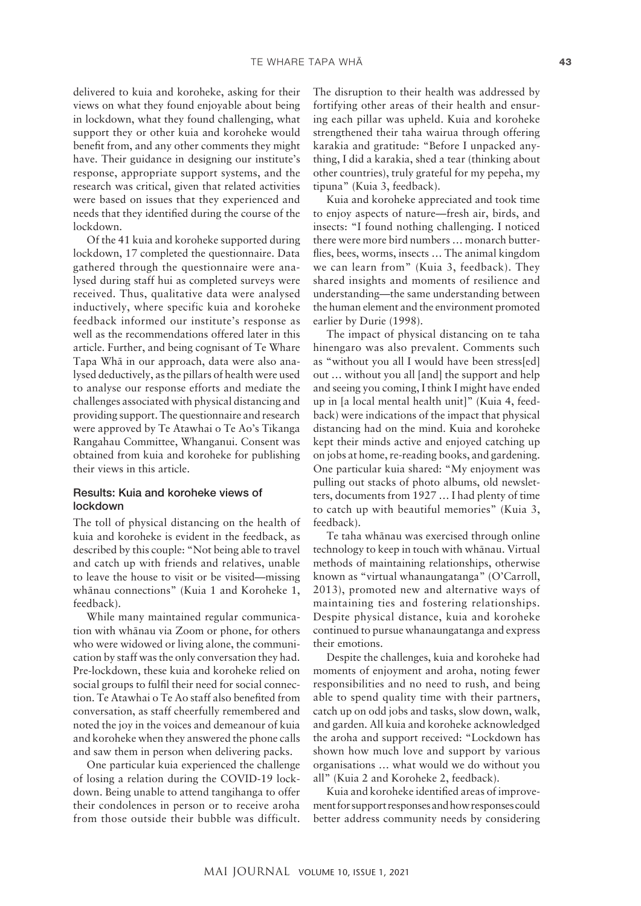delivered to kuia and koroheke, asking for their views on what they found enjoyable about being in lockdown, what they found challenging, what support they or other kuia and koroheke would benefit from, and any other comments they might have. Their guidance in designing our institute's response, appropriate support systems, and the research was critical, given that related activities were based on issues that they experienced and needs that they identified during the course of the lockdown.

Of the 41 kuia and koroheke supported during lockdown, 17 completed the questionnaire. Data gathered through the questionnaire were analysed during staff hui as completed surveys were received. Thus, qualitative data were analysed inductively, where specific kuia and koroheke feedback informed our institute's response as well as the recommendations offered later in this article. Further, and being cognisant of Te Whare Tapa Whā in our approach, data were also analysed deductively, as the pillars of health were used to analyse our response efforts and mediate the challenges associated with physical distancing and providing support. The questionnaire and research were approved by Te Atawhai o Te Ao's Tikanga Rangahau Committee, Whanganui. Consent was obtained from kuia and koroheke for publishing their views in this article.

### Results: Kuia and koroheke views of lockdown

The toll of physical distancing on the health of kuia and koroheke is evident in the feedback, as described by this couple: "Not being able to travel and catch up with friends and relatives, unable to leave the house to visit or be visited—missing whānau connections" (Kuia 1 and Koroheke 1, feedback).

While many maintained regular communication with whānau via Zoom or phone, for others who were widowed or living alone, the communication by staff was the only conversation they had. Pre-lockdown, these kuia and koroheke relied on social groups to fulfil their need for social connection. Te Atawhai o Te Ao staff also benefited from conversation, as staff cheerfully remembered and noted the joy in the voices and demeanour of kuia and koroheke when they answered the phone calls and saw them in person when delivering packs.

One particular kuia experienced the challenge of losing a relation during the COVID-19 lockdown. Being unable to attend tangihanga to offer their condolences in person or to receive aroha from those outside their bubble was difficult. The disruption to their health was addressed by fortifying other areas of their health and ensuring each pillar was upheld. Kuia and koroheke strengthened their taha wairua through offering karakia and gratitude: "Before I unpacked anything, I did a karakia, shed a tear (thinking about other countries), truly grateful for my pepeha, my tipuna" (Kuia 3, feedback).

Kuia and koroheke appreciated and took time to enjoy aspects of nature—fresh air, birds, and insects: "I found nothing challenging. I noticed there were more bird numbers … monarch butterflies, bees, worms, insects … The animal kingdom we can learn from" (Kuia 3, feedback). They shared insights and moments of resilience and understanding—the same understanding between the human element and the environment promoted earlier by Durie (1998).

The impact of physical distancing on te taha hinengaro was also prevalent. Comments such as "without you all I would have been stress[ed] out … without you all [and] the support and help and seeing you coming, I think I might have ended up in [a local mental health unit]" (Kuia 4, feedback) were indications of the impact that physical distancing had on the mind. Kuia and koroheke kept their minds active and enjoyed catching up on jobs at home, re-reading books, and gardening. One particular kuia shared: "My enjoyment was pulling out stacks of photo albums, old newsletters, documents from 1927 … I had plenty of time to catch up with beautiful memories" (Kuia 3, feedback).

Te taha whānau was exercised through online technology to keep in touch with whānau. Virtual methods of maintaining relationships, otherwise known as "virtual whanaungatanga" (O'Carroll, 2013), promoted new and alternative ways of maintaining ties and fostering relationships. Despite physical distance, kuia and koroheke continued to pursue whanaungatanga and express their emotions.

Despite the challenges, kuia and koroheke had moments of enjoyment and aroha, noting fewer responsibilities and no need to rush, and being able to spend quality time with their partners, catch up on odd jobs and tasks, slow down, walk, and garden. All kuia and koroheke acknowledged the aroha and support received: "Lockdown has shown how much love and support by various organisations … what would we do without you all" (Kuia 2 and Koroheke 2, feedback).

Kuia and koroheke identified areas of improvement for support responses and how responses could better address community needs by considering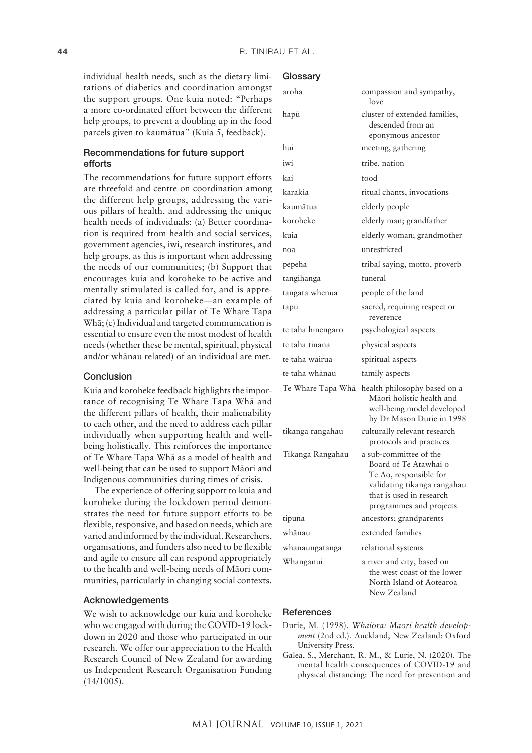individual health needs, such as the dietary limitations of diabetics and coordination amongst the support groups. One kuia noted: "Perhaps a more co-ordinated effort between the different help groups, to prevent a doubling up in the food parcels given to kaumātua" (Kuia 5, feedback).

### Recommendations for future support efforts

The recommendations for future support efforts are threefold and centre on coordination among the different help groups, addressing the various pillars of health, and addressing the unique health needs of individuals: (a) Better coordination is required from health and social services, government agencies, iwi, research institutes, and help groups, as this is important when addressing the needs of our communities; (b) Support that encourages kuia and koroheke to be active and mentally stimulated is called for, and is appreciated by kuia and koroheke—an example of addressing a particular pillar of Te Whare Tapa Whā; (c) Individual and targeted communication is essential to ensure even the most modest of health needs (whether these be mental, spiritual, physical and/or whānau related) of an individual are met.

## Conclusion

Kuia and koroheke feedback highlights the importance of recognising Te Whare Tapa Whā and the different pillars of health, their inalienability to each other, and the need to address each pillar individually when supporting health and well-being holistically. This reinforces the importance of Te Whare Tapa Whā as a model of health and well-being that can be used to support Māori and Indigenous communities during times of crisis.

The experience of offering support to kuia and koroheke during the lockdown period demonstrates the need for future support efforts to be flexible, responsive, and based on needs, which are varied and informed by the individual. Researchers, organisations, and funders also need to be flexible and agile to ensure all can respond appropriately to the health and well-being needs of Māori communities, particularly in changing social contexts.

## Acknowledgements

We wish to acknowledge our kuia and koroheke who we engaged with during the COVID-19 lockdown in 2020 and those who participated in our research. We offer our appreciation to the Health Research Council of New Zealand for awarding us Independent Research Organisation Funding (14/1005).

## Glossary

| | |
|---|---|
| aroha | compassion and sympathy, love |
| hapū | cluster of extended families, descended from an eponymous ancestor |
| hui | meeting, gathering |
| iwi | tribe, nation |
| kai | food |
| karakia | ritual chants, invocations |
| kaumātua | elderly people |
| koroheke | elderly man; grandfather |
| kuia | elderly woman; grandmother |
| noa | unrestricted |
| pepeha | tribal saying, motto, proverb |
| tangihanga | funeral |
| tangata whenua | people of the land |
| tapu | sacred, requiring respect or reverence |
| te taha hinengaro | psychological aspects |
| te taha tinana | physical aspects |
| te taha wairua | spiritual aspects |
| te taha whānau | family aspects |
| Te Whare Tapa Whā | health philosophy based on a Māori holistic health and well-being model developed by Dr Mason Durie in 1998 |
| tikanga rangahau | culturally relevant research protocols and practices |
| Tikanga Rangahau | a sub-committee of the Board of Te Atawhai o Te Ao, responsible for validating tikanga rangahau that is used in research programmes and projects |
| tipuna | ancestors; grandparents |
| whānau | extended families |
| whanaungatanga | relational systems |
| Whanganui | a river and city, based on the west coast of the lower North Island of Aotearoa New Zealand |

## References

Durie, M. (1998). *Whaiora: Maori health development* (2nd ed.). Auckland, New Zealand: Oxford University Press.

Galea, S., Merchant, R. M., & Lurie, N. (2020). The mental health consequences of COVID-19 and physical distancing: The need for prevention and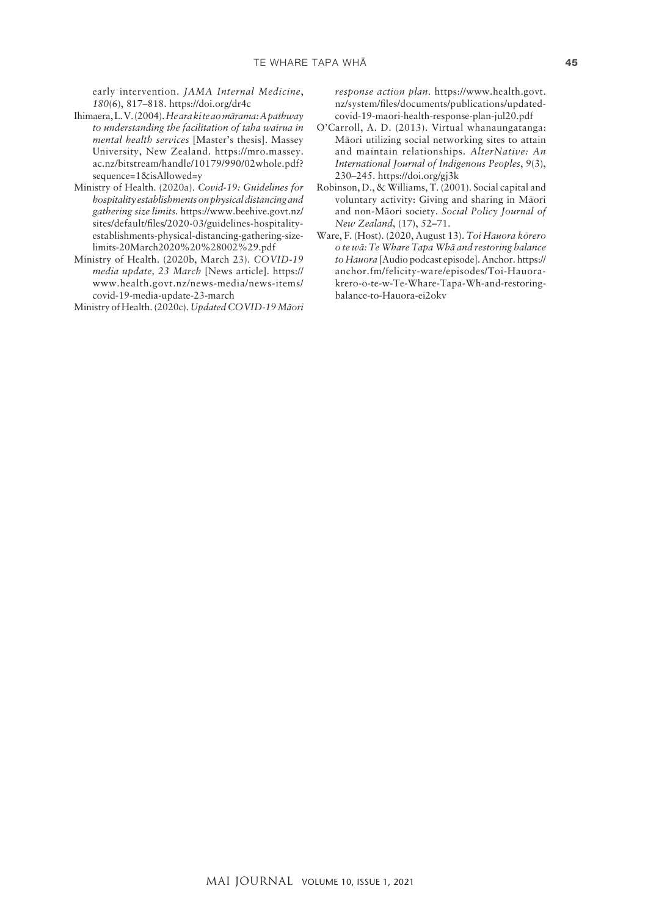early intervention. *JAMA Internal Medicine*, *180*(6), 817–818. https://doi.org/dr4c

Ihimaera, L. V. (2004). *He ara ki te ao mārama: A pathway to understanding the facilitation of taha wairua in mental health services* [Master's thesis]. Massey University, New Zealand. https://mro.massey.ac.nz/bitstream/handle/10179/990/02whole.pdf?sequence=1&isAllowed=y

Ministry of Health. (2020a). *Covid-19: Guidelines for hospitality establishments on physical distancing and gathering size limits*. https://www.beehive.govt.nz/sites/default/files/2020-03/guidelines-hospitality-establishments-physical-distancing-gathering-size-limits-20March2020%20%28002%29.pdf

Ministry of Health. (2020b, March 23). *COVID-19 media update, 23 March* [News article]. https://www.health.govt.nz/news-media/news-items/covid-19-media-update-23-march

Ministry of Health. (2020c). *Updated COVID-19 Māori response action plan*. https://www.health.govt.nz/system/files/documents/publications/updated-covid-19-maori-health-response-plan-jul20.pdf

O'Carroll, A. D. (2013). Virtual whanaungatanga: Māori utilizing social networking sites to attain and maintain relationships. *AlterNative: An International Journal of Indigenous Peoples*, *9*(3), 230–245. https://doi.org/gj3k

Robinson, D., & Williams, T. (2001). Social capital and voluntary activity: Giving and sharing in Māori and non-Māori society. *Social Policy Journal of New Zealand*, (17), 52–71.

Ware, F. (Host). (2020, August 13). *Toi Hauora kōrero o te wā: Te Whare Tapa Whā and restoring balance to Hauora* [Audio podcast episode]. Anchor. https://anchor.fm/felicity-ware/episodes/Toi-Hauora-krero-o-te-w-Te-Whare-Tapa-Wh-and-restoring-balance-to-Hauora-ei2okv